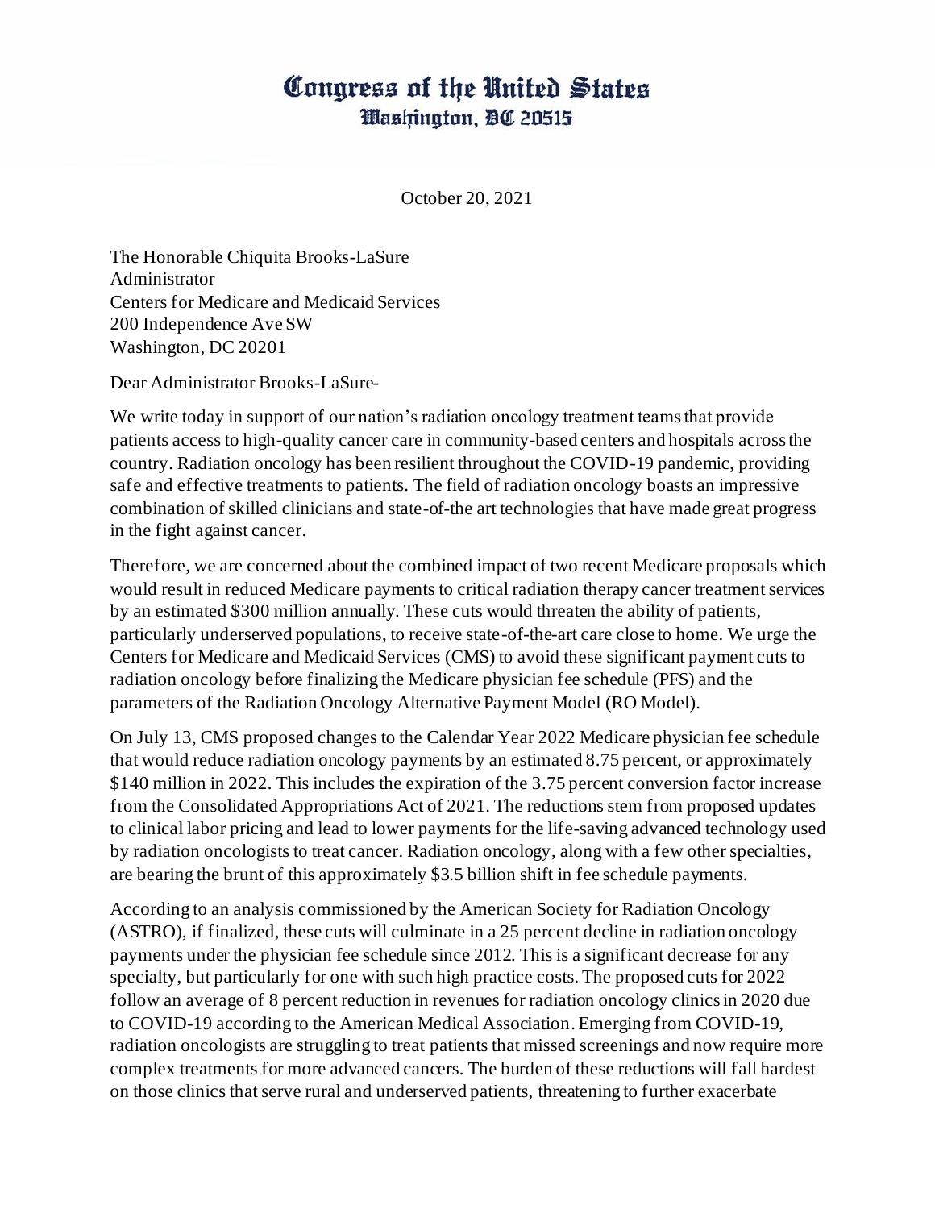# Congress of the United States
## Washington, DC 20515

October 20, 2021

The Honorable Chiquita Brooks-LaSure
Administrator
Centers for Medicare and Medicaid Services
200 Independence Ave SW
Washington, DC 20201

Dear Administrator Brooks-LaSure-

We write today in support of our nation's radiation oncology treatment teams that provide patients access to high-quality cancer care in community-based centers and hospitals across the country. Radiation oncology has been resilient throughout the COVID-19 pandemic, providing safe and effective treatments to patients. The field of radiation oncology boasts an impressive combination of skilled clinicians and state-of-the art technologies that have made great progress in the fight against cancer.

Therefore, we are concerned about the combined impact of two recent Medicare proposals which would result in reduced Medicare payments to critical radiation therapy cancer treatment services by an estimated $300 million annually. These cuts would threaten the ability of patients, particularly underserved populations, to receive state-of-the-art care close to home. We urge the Centers for Medicare and Medicaid Services (CMS) to avoid these significant payment cuts to radiation oncology before finalizing the Medicare physician fee schedule (PFS) and the parameters of the Radiation Oncology Alternative Payment Model (RO Model).

On July 13, CMS proposed changes to the Calendar Year 2022 Medicare physician fee schedule that would reduce radiation oncology payments by an estimated 8.75 percent, or approximately $140 million in 2022. This includes the expiration of the 3.75 percent conversion factor increase from the Consolidated Appropriations Act of 2021. The reductions stem from proposed updates to clinical labor pricing and lead to lower payments for the life-saving advanced technology used by radiation oncologists to treat cancer. Radiation oncology, along with a few other specialties, are bearing the brunt of this approximately $3.5 billion shift in fee schedule payments.

According to an analysis commissioned by the American Society for Radiation Oncology (ASTRO), if finalized, these cuts will culminate in a 25 percent decline in radiation oncology payments under the physician fee schedule since 2012. This is a significant decrease for any specialty, but particularly for one with such high practice costs. The proposed cuts for 2022 follow an average of 8 percent reduction in revenues for radiation oncology clinics in 2020 due to COVID-19 according to the American Medical Association. Emerging from COVID-19, radiation oncologists are struggling to treat patients that missed screenings and now require more complex treatments for more advanced cancers. The burden of these reductions will fall hardest on those clinics that serve rural and underserved patients, threatening to further exacerbate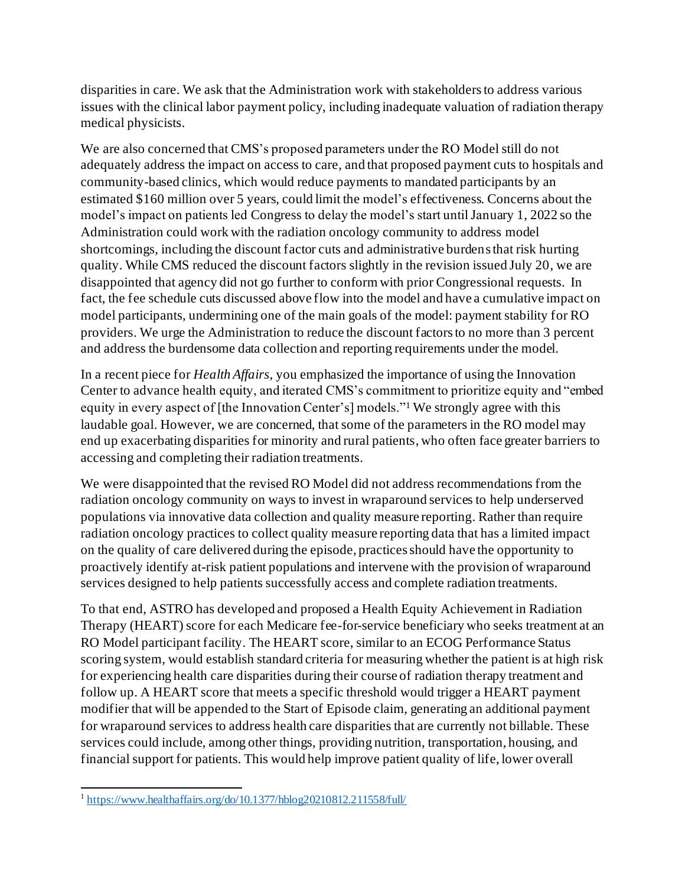disparities in care. We ask that the Administration work with stakeholders to address various issues with the clinical labor payment policy, including inadequate valuation of radiation therapy medical physicists.

We are also concerned that CMS's proposed parameters under the RO Model still do not adequately address the impact on access to care, and that proposed payment cuts to hospitals and community-based clinics, which would reduce payments to mandated participants by an estimated $160 million over 5 years, could limit the model's effectiveness. Concerns about the model's impact on patients led Congress to delay the model's start until January 1, 2022 so the Administration could work with the radiation oncology community to address model shortcomings, including the discount factor cuts and administrative burdens that risk hurting quality. While CMS reduced the discount factors slightly in the revision issued July 20, we are disappointed that agency did not go further to conform with prior Congressional requests. In fact, the fee schedule cuts discussed above flow into the model and have a cumulative impact on model participants, undermining one of the main goals of the model: payment stability for RO providers. We urge the Administration to reduce the discount factors to no more than 3 percent and address the burdensome data collection and reporting requirements under the model.

In a recent piece for *Health Affairs*, you emphasized the importance of using the Innovation Center to advance health equity, and iterated CMS's commitment to prioritize equity and "embed equity in every aspect of [the Innovation Center's] models."[1] We strongly agree with this laudable goal. However, we are concerned, that some of the parameters in the RO model may end up exacerbating disparities for minority and rural patients, who often face greater barriers to accessing and completing their radiation treatments.

We were disappointed that the revised RO Model did not address recommendations from the radiation oncology community on ways to invest in wraparound services to help underserved populations via innovative data collection and quality measure reporting. Rather than require radiation oncology practices to collect quality measure reporting data that has a limited impact on the quality of care delivered during the episode, practices should have the opportunity to proactively identify at-risk patient populations and intervene with the provision of wraparound services designed to help patients successfully access and complete radiation treatments.

To that end, ASTRO has developed and proposed a Health Equity Achievement in Radiation Therapy (HEART) score for each Medicare fee-for-service beneficiary who seeks treatment at an RO Model participant facility. The HEART score, similar to an ECOG Performance Status scoring system, would establish standard criteria for measuring whether the patient is at high risk for experiencing health care disparities during their course of radiation therapy treatment and follow up. A HEART score that meets a specific threshold would trigger a HEART payment modifier that will be appended to the Start of Episode claim, generating an additional payment for wraparound services to address health care disparities that are currently not billable. These services could include, among other things, providing nutrition, transportation, housing, and financial support for patients. This would help improve patient quality of life, lower overall

---

[1] https://www.healthaffairs.org/do/10.1377/hblog20210812.211558/full/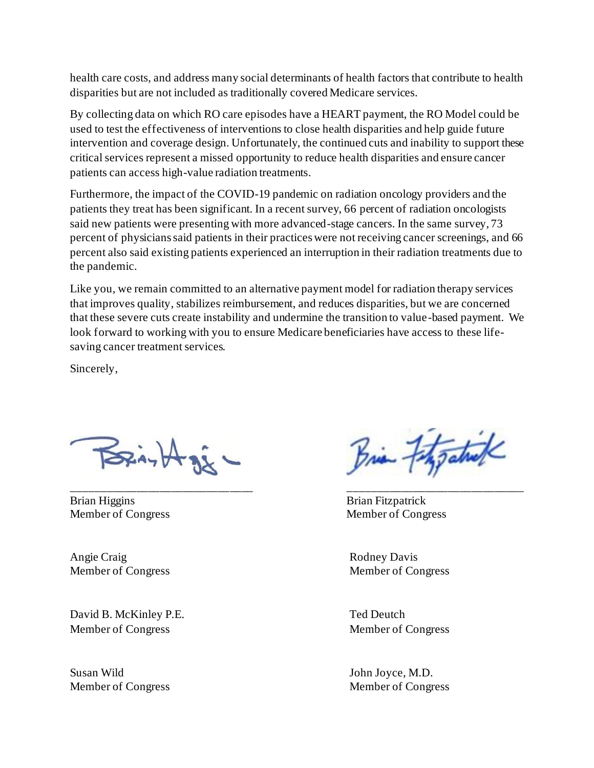health care costs, and address many social determinants of health factors that contribute to health disparities but are not included as traditionally covered Medicare services.

By collecting data on which RO care episodes have a HEART payment, the RO Model could be used to test the effectiveness of interventions to close health disparities and help guide future intervention and coverage design. Unfortunately, the continued cuts and inability to support these critical services represent a missed opportunity to reduce health disparities and ensure cancer patients can access high-value radiation treatments.

Furthermore, the impact of the COVID-19 pandemic on radiation oncology providers and the patients they treat has been significant. In a recent survey, 66 percent of radiation oncologists said new patients were presenting with more advanced-stage cancers. In the same survey, 73 percent of physicians said patients in their practices were not receiving cancer screenings, and 66 percent also said existing patients experienced an interruption in their radiation treatments due to the pandemic.

Like you, we remain committed to an alternative payment model for radiation therapy services that improves quality, stabilizes reimbursement, and reduces disparities, but we are concerned that these severe cuts create instability and undermine the transition to value-based payment. We look forward to working with you to ensure Medicare beneficiaries have access to these life-saving cancer treatment services.

Sincerely,

Brian Higgins
Member of Congress

Brian Fitzpatrick
Member of Congress

Angie Craig
Member of Congress

Rodney Davis
Member of Congress

David B. McKinley P.E.
Member of Congress

Ted Deutch
Member of Congress

Susan Wild
Member of Congress

John Joyce, M.D.
Member of Congress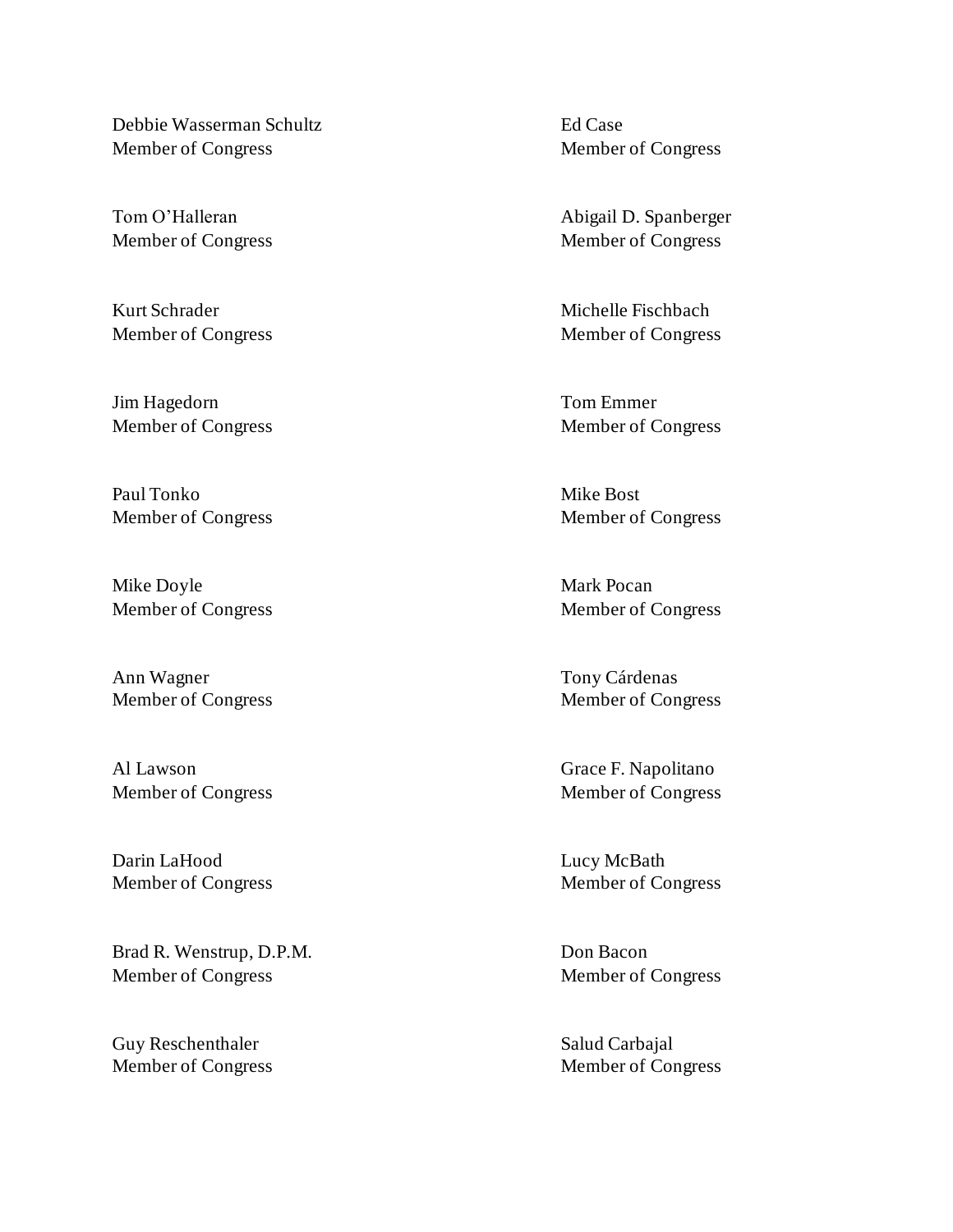Debbie Wasserman Schultz
Member of Congress

Ed Case
Member of Congress

Tom O'Halleran
Member of Congress

Abigail D. Spanberger
Member of Congress

Kurt Schrader
Member of Congress

Michelle Fischbach
Member of Congress

Jim Hagedorn
Member of Congress

Tom Emmer
Member of Congress

Paul Tonko
Member of Congress

Mike Bost
Member of Congress

Mike Doyle
Member of Congress

Mark Pocan
Member of Congress

Ann Wagner
Member of Congress

Tony Cárdenas
Member of Congress

Al Lawson
Member of Congress

Grace F. Napolitano
Member of Congress

Darin LaHood
Member of Congress

Lucy McBath
Member of Congress

Brad R. Wenstrup, D.P.M.
Member of Congress

Don Bacon
Member of Congress

Guy Reschenthaler
Member of Congress

Salud Carbajal
Member of Congress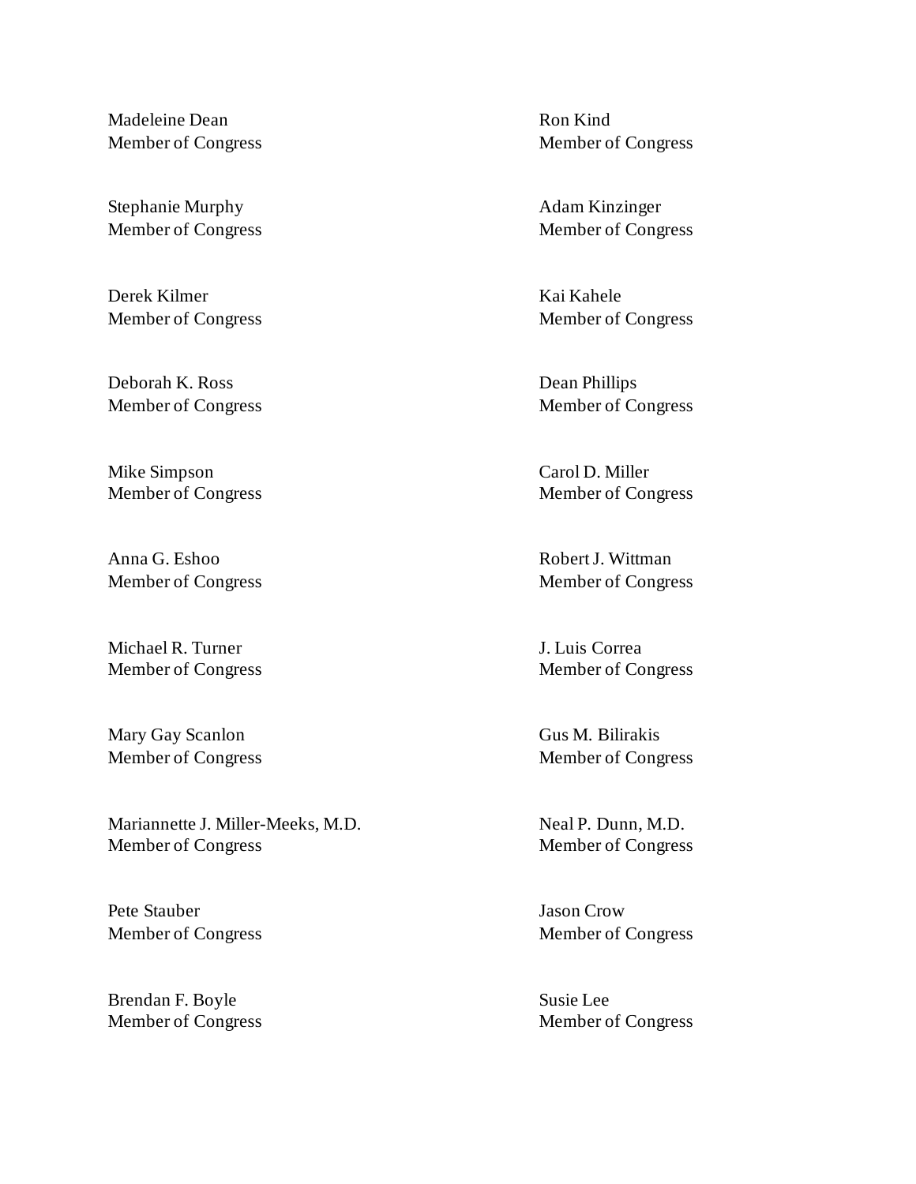Madeleine Dean
Member of Congress

Ron Kind
Member of Congress

Stephanie Murphy
Member of Congress

Adam Kinzinger
Member of Congress

Derek Kilmer
Member of Congress

Kai Kahele
Member of Congress

Deborah K. Ross
Member of Congress

Dean Phillips
Member of Congress

Mike Simpson
Member of Congress

Carol D. Miller
Member of Congress

Anna G. Eshoo
Member of Congress

Robert J. Wittman
Member of Congress

Michael R. Turner
Member of Congress

J. Luis Correa
Member of Congress

Mary Gay Scanlon
Member of Congress

Gus M. Bilirakis
Member of Congress

Mariannette J. Miller-Meeks, M.D.
Member of Congress

Neal P. Dunn, M.D.
Member of Congress

Pete Stauber
Member of Congress

Jason Crow
Member of Congress

Brendan F. Boyle
Member of Congress

Susie Lee
Member of Congress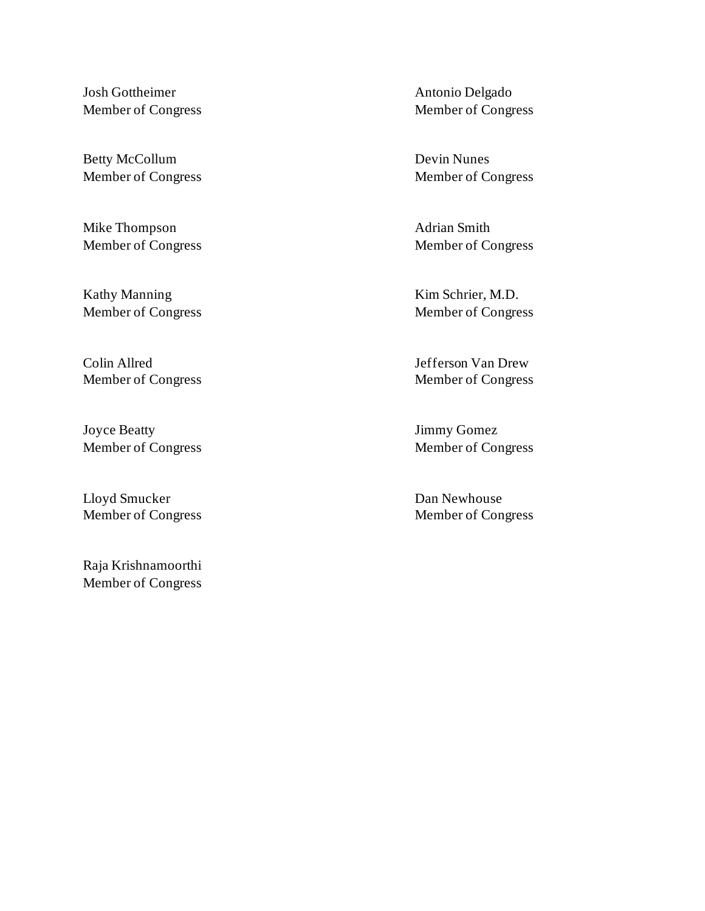Josh Gottheimer
Member of Congress

Antonio Delgado
Member of Congress

Betty McCollum
Member of Congress

Devin Nunes
Member of Congress

Mike Thompson
Member of Congress

Adrian Smith
Member of Congress

Kathy Manning
Member of Congress

Kim Schrier, M.D.
Member of Congress

Colin Allred
Member of Congress

Jefferson Van Drew
Member of Congress

Joyce Beatty
Member of Congress

Jimmy Gomez
Member of Congress

Lloyd Smucker
Member of Congress

Dan Newhouse
Member of Congress

Raja Krishnamoorthi
Member of Congress